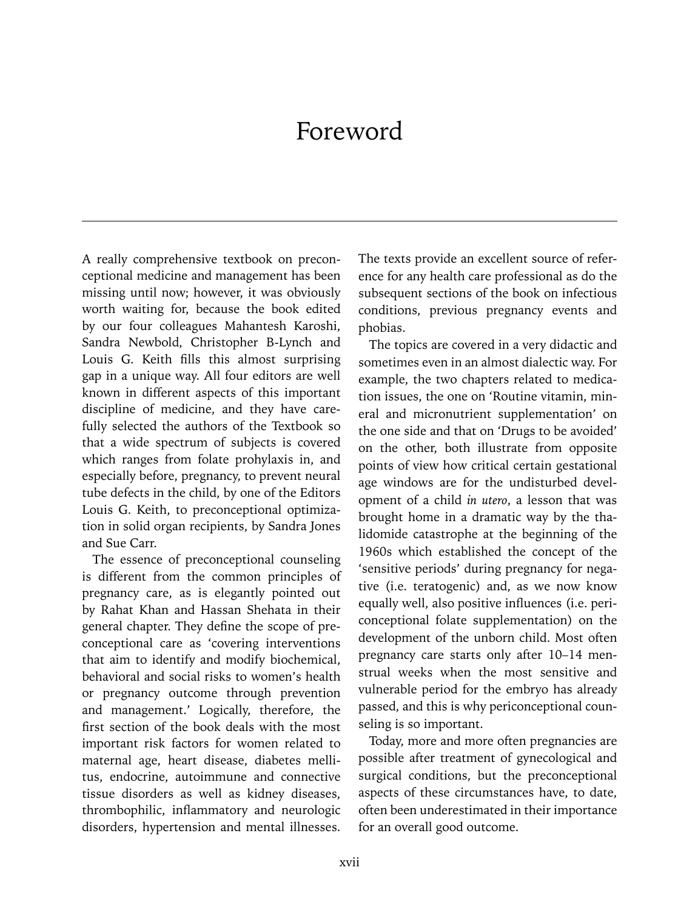# Foreword

A really comprehensive textbook on preconceptional medicine and management has been missing until now; however, it was obviously worth waiting for, because the book edited by our four colleagues Mahantesh Karoshi, Sandra Newbold, Christopher B-Lynch and Louis G. Keith fills this almost surprising gap in a unique way. All four editors are well known in different aspects of this important discipline of medicine, and they have carefully selected the authors of the Textbook so that a wide spectrum of subjects is covered which ranges from folate prohylaxis in, and especially before, pregnancy, to prevent neural tube defects in the child, by one of the Editors Louis G. Keith, to preconceptional optimization in solid organ recipients, by Sandra Jones and Sue Carr.

The essence of preconceptional counseling is different from the common principles of pregnancy care, as is elegantly pointed out by Rahat Khan and Hassan Shehata in their general chapter. They define the scope of preconceptional care as 'covering interventions that aim to identify and modify biochemical, behavioral and social risks to women's health or pregnancy outcome through prevention and management.' Logically, therefore, the first section of the book deals with the most important risk factors for women related to maternal age, heart disease, diabetes mellitus, endocrine, autoimmune and connective tissue disorders as well as kidney diseases, thrombophilic, inflammatory and neurologic disorders, hypertension and mental illnesses. The texts provide an excellent source of reference for any health care professional as do the subsequent sections of the book on infectious conditions, previous pregnancy events and phobias.

The topics are covered in a very didactic and sometimes even in an almost dialectic way. For example, the two chapters related to medication issues, the one on 'Routine vitamin, mineral and micronutrient supplementation' on the one side and that on 'Drugs to be avoided' on the other, both illustrate from opposite points of view how critical certain gestational age windows are for the undisturbed development of a child *in utero*, a lesson that was brought home in a dramatic way by the thalidomide catastrophe at the beginning of the 1960s which established the concept of the 'sensitive periods' during pregnancy for negative (i.e. teratogenic) and, as we now know equally well, also positive influences (i.e. periconceptional folate supplementation) on the development of the unborn child. Most often pregnancy care starts only after 10–14 menstrual weeks when the most sensitive and vulnerable period for the embryo has already passed, and this is why periconceptional counseling is so important.

Today, more and more often pregnancies are possible after treatment of gynecological and surgical conditions, but the preconceptional aspects of these circumstances have, to date, often been underestimated in their importance for an overall good outcome.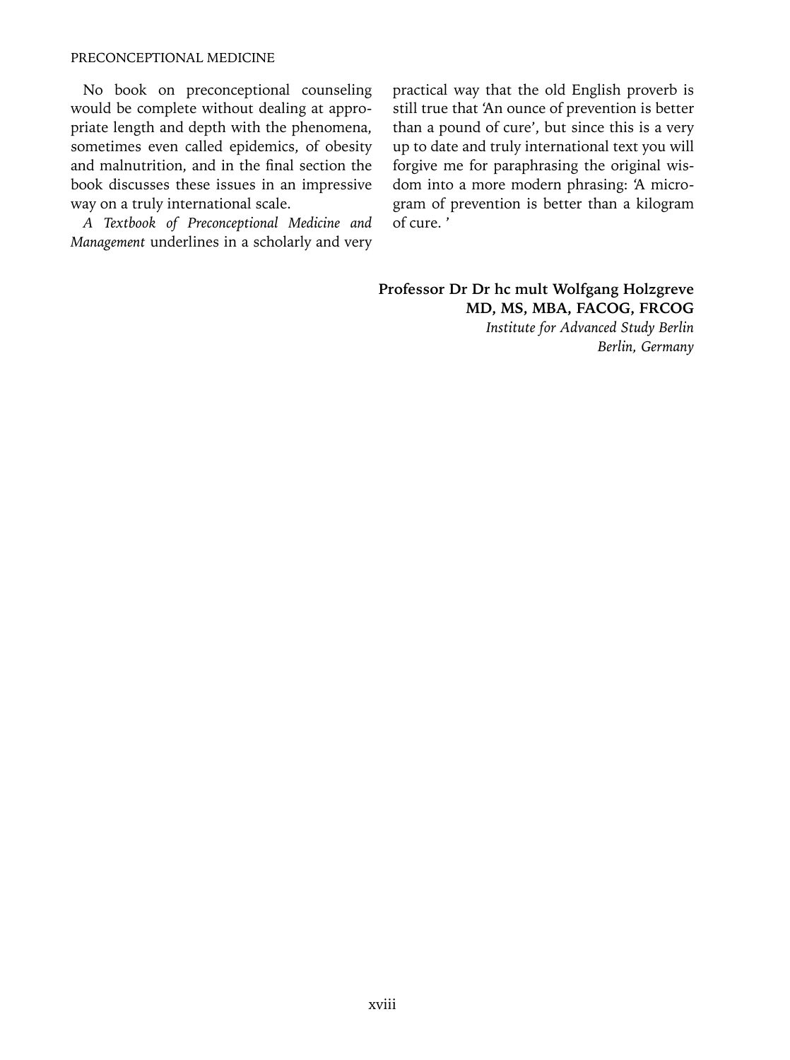No book on preconceptional counseling would be complete without dealing at appropriate length and depth with the phenomena, sometimes even called epidemics, of obesity and malnutrition, and in the final section the book discusses these issues in an impressive way on a truly international scale.

*A Textbook of Preconceptional Medicine and Management* underlines in a scholarly and very practical way that the old English proverb is still true that 'An ounce of prevention is better than a pound of cure', but since this is a very up to date and truly international text you will forgive me for paraphrasing the original wisdom into a more modern phrasing: 'A microgram of prevention is better than a kilogram of cure. '

**Professor Dr Dr hc mult Wolfgang Holzgreve**
**MD, MS, MBA, FACOG, FRCOG**
*Institute for Advanced Study Berlin*
*Berlin, Germany*